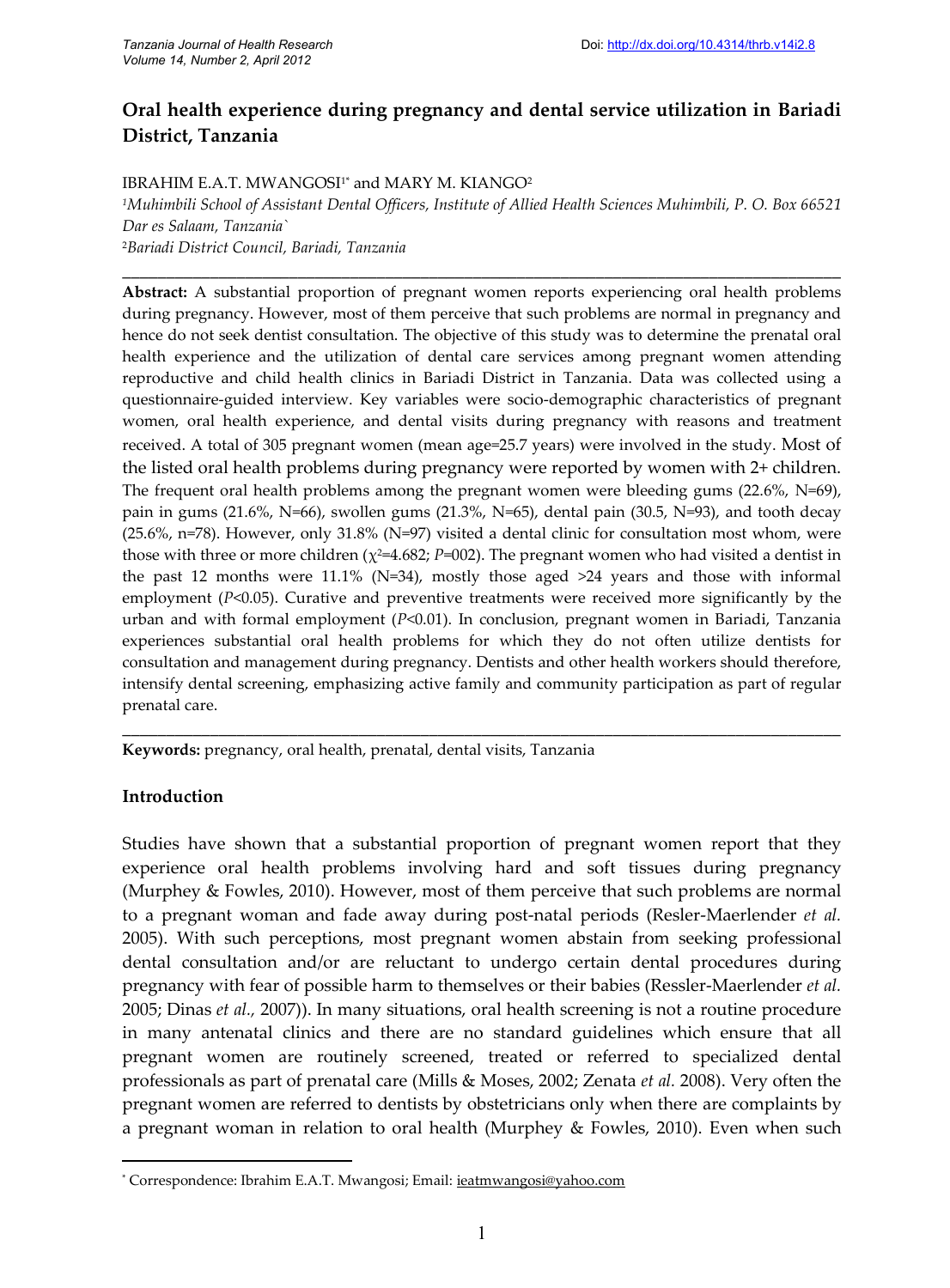# Oral health experience during pregnancy and dental service utilization in Bariadi District, Tanzania

IBRAHIM E.A.T. MWANGOSI[1*] and MARY M. KIANGO[2]

[1]*Muhimbili School of Assistant Dental Officers, Institute of Allied Health Sciences Muhimbili, P. O. Box 66521 Dar es Salaam, Tanzania`*

[2]*Bariadi District Council, Bariadi, Tanzania*

---

**Abstract:** A substantial proportion of pregnant women reports experiencing oral health problems during pregnancy. However, most of them perceive that such problems are normal in pregnancy and hence do not seek dentist consultation. The objective of this study was to determine the prenatal oral health experience and the utilization of dental care services among pregnant women attending reproductive and child health clinics in Bariadi District in Tanzania. Data was collected using a questionnaire-guided interview. Key variables were socio-demographic characteristics of pregnant women, oral health experience, and dental visits during pregnancy with reasons and treatment received. A total of 305 pregnant women (mean age=25.7 years) were involved in the study. Most of the listed oral health problems during pregnancy were reported by women with 2+ children. The frequent oral health problems among the pregnant women were bleeding gums (22.6%, N=69), pain in gums (21.6%, N=66), swollen gums (21.3%, N=65), dental pain (30.5, N=93), and tooth decay (25.6%, n=78). However, only 31.8% (N=97) visited a dental clinic for consultation most whom, were those with three or more children ($\chi^2$=4.682; *P*=002). The pregnant women who had visited a dentist in the past 12 months were 11.1% (N=34), mostly those aged >24 years and those with informal employment (*P*<0.05). Curative and preventive treatments were received more significantly by the urban and with formal employment (*P*<0.01). In conclusion, pregnant women in Bariadi, Tanzania experiences substantial oral health problems for which they do not often utilize dentists for consultation and management during pregnancy. Dentists and other health workers should therefore, intensify dental screening, emphasizing active family and community participation as part of regular prenatal care.

---

**Keywords:** pregnancy, oral health, prenatal, dental visits, Tanzania

## Introduction

Studies have shown that a substantial proportion of pregnant women report that they experience oral health problems involving hard and soft tissues during pregnancy (Murphey & Fowles, 2010). However, most of them perceive that such problems are normal to a pregnant woman and fade away during post-natal periods (Resler-Maerlender *et al.* 2005). With such perceptions, most pregnant women abstain from seeking professional dental consultation and/or are reluctant to undergo certain dental procedures during pregnancy with fear of possible harm to themselves or their babies (Ressler-Maerlender *et al.* 2005; Dinas *et al.,* 2007)). In many situations, oral health screening is not a routine procedure in many antenatal clinics and there are no standard guidelines which ensure that all pregnant women are routinely screened, treated or referred to specialized dental professionals as part of prenatal care (Mills & Moses, 2002; Zenata *et al.* 2008). Very often the pregnant women are referred to dentists by obstetricians only when there are complaints by a pregnant woman in relation to oral health (Murphey & Fowles, 2010). Even when such

---

[*] Correspondence: Ibrahim E.A.T. Mwangosi; Email: ieatmwangosi@yahoo.com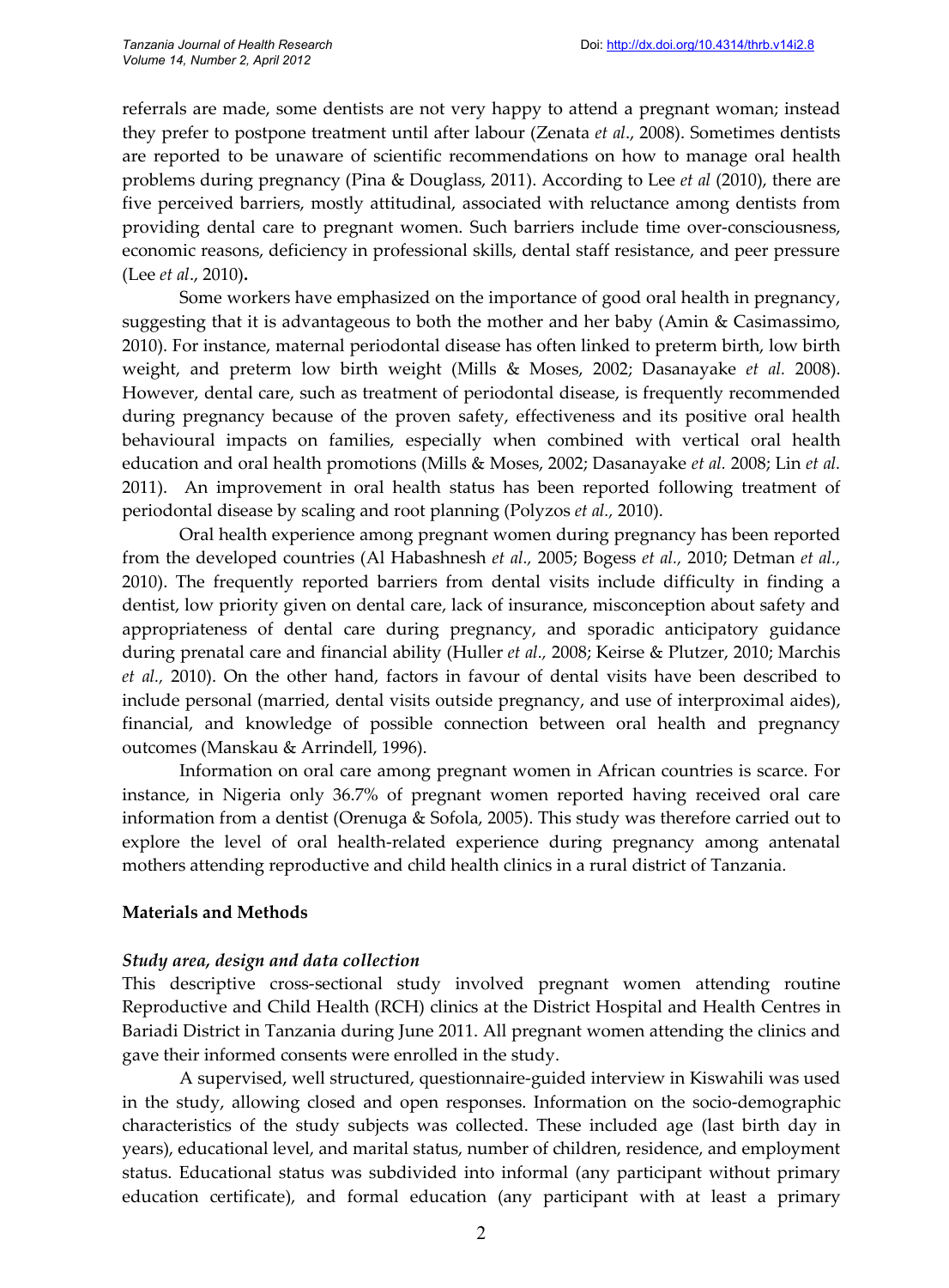referrals are made, some dentists are not very happy to attend a pregnant woman; instead they prefer to postpone treatment until after labour (Zenata *et al*., 2008). Sometimes dentists are reported to be unaware of scientific recommendations on how to manage oral health problems during pregnancy (Pina & Douglass, 2011). According to Lee *et al* (2010), there are five perceived barriers, mostly attitudinal, associated with reluctance among dentists from providing dental care to pregnant women. Such barriers include time over-consciousness, economic reasons, deficiency in professional skills, dental staff resistance, and peer pressure (Lee *et al*., 2010)**.**

Some workers have emphasized on the importance of good oral health in pregnancy, suggesting that it is advantageous to both the mother and her baby (Amin & Casimassimo, 2010). For instance, maternal periodontal disease has often linked to preterm birth, low birth weight, and preterm low birth weight (Mills & Moses, 2002; Dasanayake *et al.* 2008). However, dental care, such as treatment of periodontal disease, is frequently recommended during pregnancy because of the proven safety, effectiveness and its positive oral health behavioural impacts on families, especially when combined with vertical oral health education and oral health promotions (Mills & Moses, 2002; Dasanayake *et al.* 2008; Lin *et al.* 2011). An improvement in oral health status has been reported following treatment of periodontal disease by scaling and root planning (Polyzos *et al.,* 2010).

Oral health experience among pregnant women during pregnancy has been reported from the developed countries (Al Habashnesh *et al.,* 2005; Bogess *et al.,* 2010; Detman *et al.,* 2010). The frequently reported barriers from dental visits include difficulty in finding a dentist, low priority given on dental care, lack of insurance, misconception about safety and appropriateness of dental care during pregnancy, and sporadic anticipatory guidance during prenatal care and financial ability (Huller *et al.,* 2008; Keirse & Plutzer, 2010; Marchis *et al.,* 2010). On the other hand, factors in favour of dental visits have been described to include personal (married, dental visits outside pregnancy, and use of interproximal aides), financial, and knowledge of possible connection between oral health and pregnancy outcomes (Manskau & Arrindell, 1996).

Information on oral care among pregnant women in African countries is scarce. For instance, in Nigeria only 36.7% of pregnant women reported having received oral care information from a dentist (Orenuga & Sofola, 2005). This study was therefore carried out to explore the level of oral health-related experience during pregnancy among antenatal mothers attending reproductive and child health clinics in a rural district of Tanzania.

## Materials and Methods

### *Study area, design and data collection*

This descriptive cross-sectional study involved pregnant women attending routine Reproductive and Child Health (RCH) clinics at the District Hospital and Health Centres in Bariadi District in Tanzania during June 2011. All pregnant women attending the clinics and gave their informed consents were enrolled in the study.

A supervised, well structured, questionnaire-guided interview in Kiswahili was used in the study, allowing closed and open responses. Information on the socio-demographic characteristics of the study subjects was collected. These included age (last birth day in years), educational level, and marital status, number of children, residence, and employment status. Educational status was subdivided into informal (any participant without primary education certificate), and formal education (any participant with at least a primary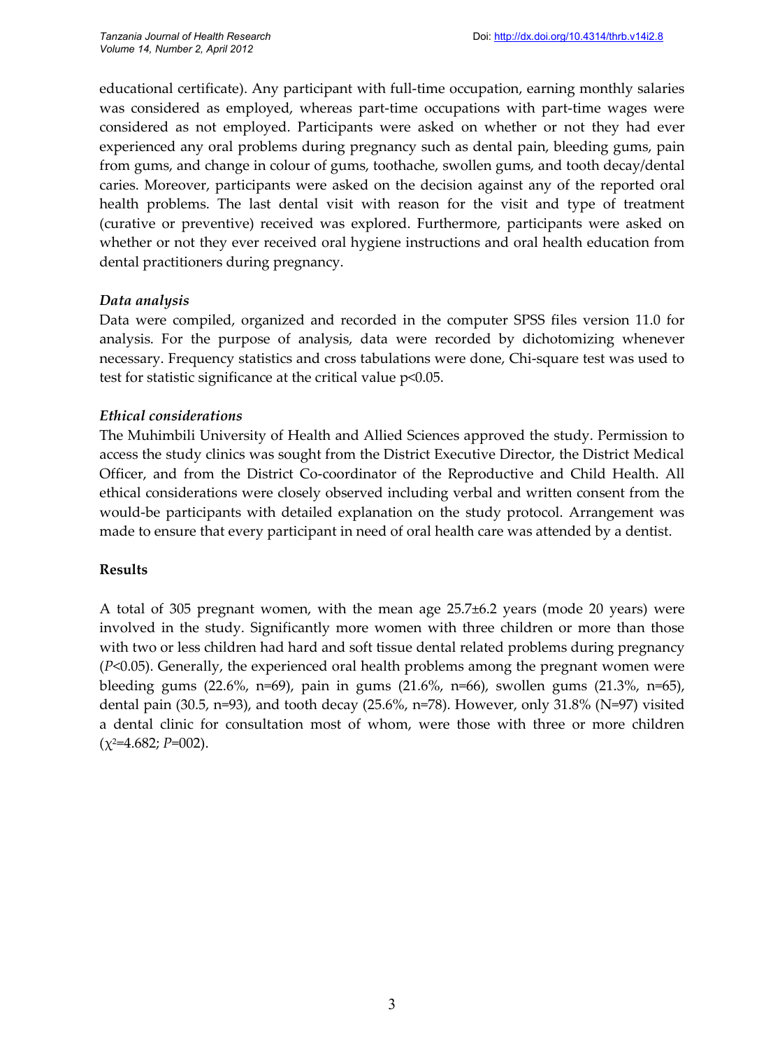educational certificate). Any participant with full-time occupation, earning monthly salaries was considered as employed, whereas part-time occupations with part-time wages were considered as not employed. Participants were asked on whether or not they had ever experienced any oral problems during pregnancy such as dental pain, bleeding gums, pain from gums, and change in colour of gums, toothache, swollen gums, and tooth decay/dental caries. Moreover, participants were asked on the decision against any of the reported oral health problems. The last dental visit with reason for the visit and type of treatment (curative or preventive) received was explored. Furthermore, participants were asked on whether or not they ever received oral hygiene instructions and oral health education from dental practitioners during pregnancy.

### *Data analysis*

Data were compiled, organized and recorded in the computer SPSS files version 11.0 for analysis. For the purpose of analysis, data were recorded by dichotomizing whenever necessary. Frequency statistics and cross tabulations were done, Chi-square test was used to test for statistic significance at the critical value $p<0.05$.

### *Ethical considerations*

The Muhimbili University of Health and Allied Sciences approved the study. Permission to access the study clinics was sought from the District Executive Director, the District Medical Officer, and from the District Co-coordinator of the Reproductive and Child Health. All ethical considerations were closely observed including verbal and written consent from the would-be participants with detailed explanation on the study protocol. Arrangement was made to ensure that every participant in need of oral health care was attended by a dentist.

## Results

A total of 305 pregnant women, with the mean age 25.7±6.2 years (mode 20 years) were involved in the study. Significantly more women with three children or more than those with two or less children had hard and soft tissue dental related problems during pregnancy ($P<0.05$). Generally, the experienced oral health problems among the pregnant women were bleeding gums (22.6%, n=69), pain in gums (21.6%, n=66), swollen gums (21.3%, n=65), dental pain (30.5, n=93), and tooth decay (25.6%, n=78). However, only 31.8% (N=97) visited a dental clinic for consultation most of whom, were those with three or more children ($\chi^2=4.682$; $P$=002).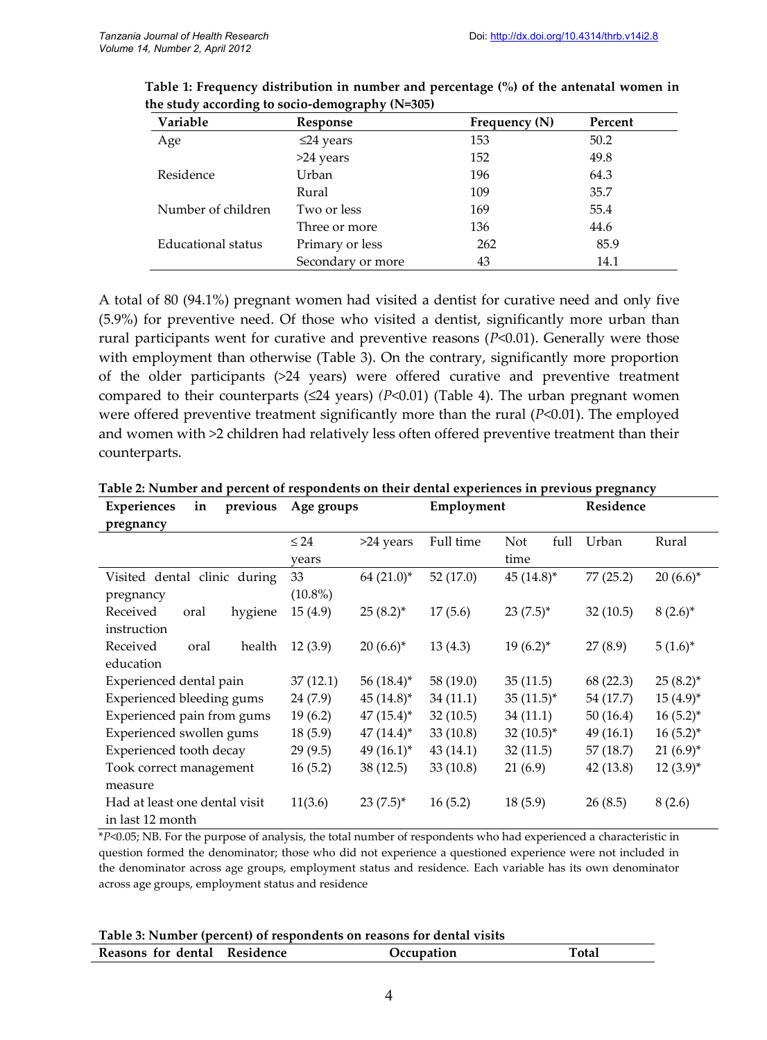**Table 1: Frequency distribution in number and percentage (%) of the antenatal women in the study according to socio-demography (N=305)**

| Variable | Response | Frequency (N) | Percent |
|---|---|---|---|
| Age | ≤24 years | 153 | 50.2 |
| | >24 years | 152 | 49.8 |
| Residence | Urban | 196 | 64.3 |
| | Rural | 109 | 35.7 |
| Number of children | Two or less | 169 | 55.4 |
| | Three or more | 136 | 44.6 |
| Educational status | Primary or less | 262 | 85.9 |
| | Secondary or more | 43 | 14.1 |

A total of 80 (94.1%) pregnant women had visited a dentist for curative need and only five (5.9%) for preventive need. Of those who visited a dentist, significantly more urban than rural participants went for curative and preventive reasons (*P*<0.01). Generally were those with employment than otherwise (Table 3). On the contrary, significantly more proportion of the older participants (>24 years) were offered curative and preventive treatment compared to their counterparts (≤24 years) (*P*<0.01) (Table 4). The urban pregnant women were offered preventive treatment significantly more than the rural (*P*<0.01). The employed and women with >2 children had relatively less often offered preventive treatment than their counterparts.

**Table 2: Number and percent of respondents on their dental experiences in previous pregnancy**

| Experiences in previous pregnancy | Age groups | | Employment | | Residence | |
|---|---|---|---|---|---|---|
| | ≤ 24 years | >24 years | Full time | Not full time | Urban | Rural |
| Visited dental clinic during pregnancy | 33 (10.8%) | 64 (21.0)* | 52 (17.0) | 45 (14.8)* | 77 (25.2) | 20 (6.6)* |
| Received oral hygiene instruction | 15 (4.9) | 25 (8.2)* | 17 (5.6) | 23 (7.5)* | 32 (10.5) | 8 (2.6)* |
| Received oral health education | 12 (3.9) | 20 (6.6)* | 13 (4.3) | 19 (6.2)* | 27 (8.9) | 5 (1.6)* |
| Experienced dental pain | 37 (12.1) | 56 (18.4)* | 58 (19.0) | 35 (11.5) | 68 (22.3) | 25 (8.2)* |
| Experienced bleeding gums | 24 (7.9) | 45 (14.8)* | 34 (11.1) | 35 (11.5)* | 54 (17.7) | 15 (4.9)* |
| Experienced pain from gums | 19 (6.2) | 47 (15.4)* | 32 (10.5) | 34 (11.1) | 50 (16.4) | 16 (5.2)* |
| Experienced swollen gums | 18 (5.9) | 47 (14.4)* | 33 (10.8) | 32 (10.5)* | 49 (16.1) | 16 (5.2)* |
| Experienced tooth decay | 29 (9.5) | 49 (16.1)* | 43 (14.1) | 32 (11.5) | 57 (18.7) | 21 (6.9)* |
| Took correct management measure | 16 (5.2) | 38 (12.5) | 33 (10.8) | 21 (6.9) | 42 (13.8) | 12 (3.9)* |
| Had at least one dental visit in last 12 month | 11(3.6) | 23 (7.5)* | 16 (5.2) | 18 (5.9) | 26 (8.5) | 8 (2.6) |

**P*<0.05; NB. For the purpose of analysis, the total number of respondents who had experienced a characteristic in question formed the denominator; those who did not experience a questioned experience were not included in the denominator across age groups, employment status and residence. Each variable has its own denominator across age groups, employment status and residence

**Table 3: Number (percent) of respondents on reasons for dental visits**

| Reasons for dental | Residence | Occupation | Total |
|---|---|---|---|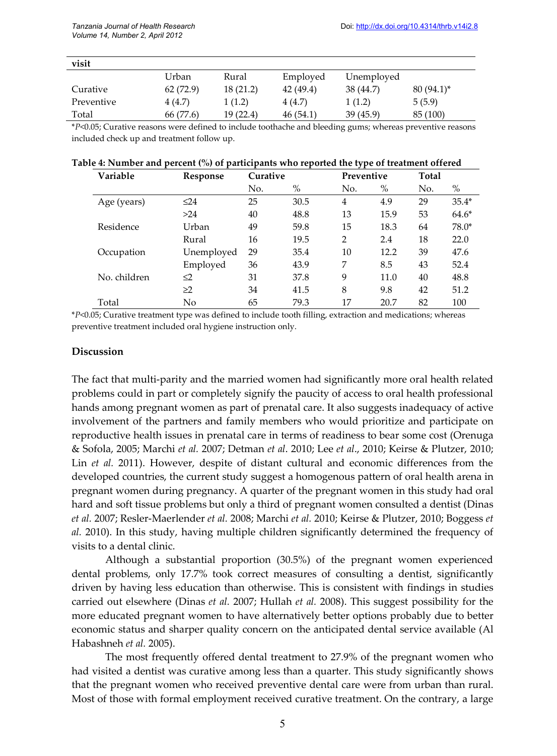| visit | | | | | |
|---|---|---|---|---|---|
| | Urban | Rural | Employed | Unemployed | |
| Curative | 62 (72.9) | 18 (21.2) | 42 (49.4) | 38 (44.7) | 80 (94.1)* |
| Preventive | 4 (4.7) | 1 (1.2) | 4 (4.7) | 1 (1.2) | 5 (5.9) |
| Total | 66 (77.6) | 19 (22.4) | 46 (54.1) | 39 (45.9) | 85 (100) |

*$P<0.05$; Curative reasons were defined to include toothache and bleeding gums; whereas preventive reasons included check up and treatment follow up.

**Table 4: Number and percent (%) of participants who reported the type of treatment offered**

| Variable | Response | Curative | | Preventive | | Total | |
|---|---|---|---|---|---|---|---|
| | | No. | % | No. | % | No. | % |
| Age (years) | ≤24 | 25 | 30.5 | 4 | 4.9 | 29 | 35.4* |
| | >24 | 40 | 48.8 | 13 | 15.9 | 53 | 64.6* |
| Residence | Urban | 49 | 59.8 | 15 | 18.3 | 64 | 78.0* |
| | Rural | 16 | 19.5 | 2 | 2.4 | 18 | 22.0 |
| Occupation | Unemployed | 29 | 35.4 | 10 | 12.2 | 39 | 47.6 |
| | Employed | 36 | 43.9 | 7 | 8.5 | 43 | 52.4 |
| No. children | ≤2 | 31 | 37.8 | 9 | 11.0 | 40 | 48.8 |
| | ≥2 | 34 | 41.5 | 8 | 9.8 | 42 | 51.2 |
| Total | No | 65 | 79.3 | 17 | 20.7 | 82 | 100 |

*$P<0.05$; Curative treatment type was defined to include tooth filling, extraction and medications; whereas preventive treatment included oral hygiene instruction only.

## Discussion

The fact that multi-parity and the married women had significantly more oral health related problems could in part or completely signify the paucity of access to oral health professional hands among pregnant women as part of prenatal care. It also suggests inadequacy of active involvement of the partners and family members who would prioritize and participate on reproductive health issues in prenatal care in terms of readiness to bear some cost (Orenuga & Sofola, 2005; Marchi *et al.* 2007; Detman *et al*. 2010; Lee *et al*., 2010; Keirse & Plutzer, 2010; Lin *et al.* 2011). However, despite of distant cultural and economic differences from the developed countries, the current study suggest a homogenous pattern of oral health arena in pregnant women during pregnancy. A quarter of the pregnant women in this study had oral hard and soft tissue problems but only a third of pregnant women consulted a dentist (Dinas *et al.* 2007; Resler-Maerlender *et al.* 2008; Marchi *et al.* 2010; Keirse & Plutzer, 2010; Boggess *et al.* 2010). In this study, having multiple children significantly determined the frequency of visits to a dental clinic.

Although a substantial proportion (30.5%) of the pregnant women experienced dental problems, only 17.7% took correct measures of consulting a dentist, significantly driven by having less education than otherwise. This is consistent with findings in studies carried out elsewhere (Dinas *et al.* 2007; Hullah *et al.* 2008). This suggest possibility for the more educated pregnant women to have alternatively better options probably due to better economic status and sharper quality concern on the anticipated dental service available (Al Habashneh *et al.* 2005).

The most frequently offered dental treatment to 27.9% of the pregnant women who had visited a dentist was curative among less than a quarter. This study significantly shows that the pregnant women who received preventive dental care were from urban than rural. Most of those with formal employment received curative treatment. On the contrary, a large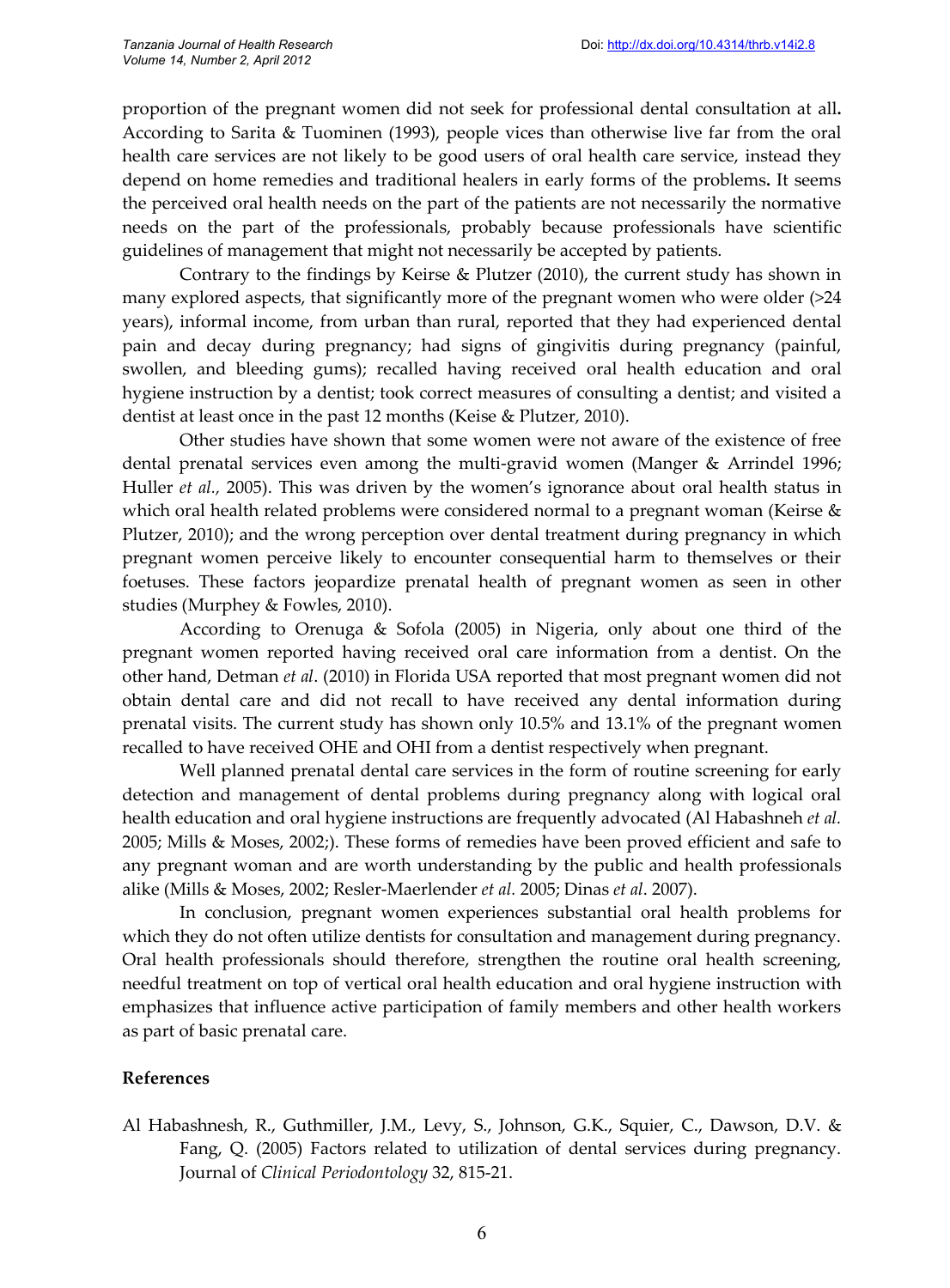proportion of the pregnant women did not seek for professional dental consultation at all**.** According to Sarita & Tuominen (1993), people vices than otherwise live far from the oral health care services are not likely to be good users of oral health care service, instead they depend on home remedies and traditional healers in early forms of the problems**.** It seems the perceived oral health needs on the part of the patients are not necessarily the normative needs on the part of the professionals, probably because professionals have scientific guidelines of management that might not necessarily be accepted by patients.

Contrary to the findings by Keirse & Plutzer (2010), the current study has shown in many explored aspects, that significantly more of the pregnant women who were older (>24 years), informal income, from urban than rural, reported that they had experienced dental pain and decay during pregnancy; had signs of gingivitis during pregnancy (painful, swollen, and bleeding gums); recalled having received oral health education and oral hygiene instruction by a dentist; took correct measures of consulting a dentist; and visited a dentist at least once in the past 12 months (Keise & Plutzer, 2010).

Other studies have shown that some women were not aware of the existence of free dental prenatal services even among the multi-gravid women (Manger & Arrindel 1996; Huller *et al.,* 2005). This was driven by the women's ignorance about oral health status in which oral health related problems were considered normal to a pregnant woman (Keirse & Plutzer, 2010); and the wrong perception over dental treatment during pregnancy in which pregnant women perceive likely to encounter consequential harm to themselves or their foetuses. These factors jeopardize prenatal health of pregnant women as seen in other studies (Murphey & Fowles, 2010).

According to Orenuga & Sofola (2005) in Nigeria, only about one third of the pregnant women reported having received oral care information from a dentist. On the other hand, Detman *et al*. (2010) in Florida USA reported that most pregnant women did not obtain dental care and did not recall to have received any dental information during prenatal visits. The current study has shown only 10.5% and 13.1% of the pregnant women recalled to have received OHE and OHI from a dentist respectively when pregnant.

Well planned prenatal dental care services in the form of routine screening for early detection and management of dental problems during pregnancy along with logical oral health education and oral hygiene instructions are frequently advocated (Al Habashneh *et al.* 2005; Mills & Moses, 2002;). These forms of remedies have been proved efficient and safe to any pregnant woman and are worth understanding by the public and health professionals alike (Mills & Moses, 2002; Resler-Maerlender *et al.* 2005; Dinas *et al*. 2007).

In conclusion, pregnant women experiences substantial oral health problems for which they do not often utilize dentists for consultation and management during pregnancy. Oral health professionals should therefore, strengthen the routine oral health screening, needful treatment on top of vertical oral health education and oral hygiene instruction with emphasizes that influence active participation of family members and other health workers as part of basic prenatal care.

## References

Al Habashnesh, R., Guthmiller, J.M., Levy, S., Johnson, G.K., Squier, C., Dawson, D.V. & Fang, Q. (2005) Factors related to utilization of dental services during pregnancy. Journal of *Clinical Periodontology* 32, 815-21.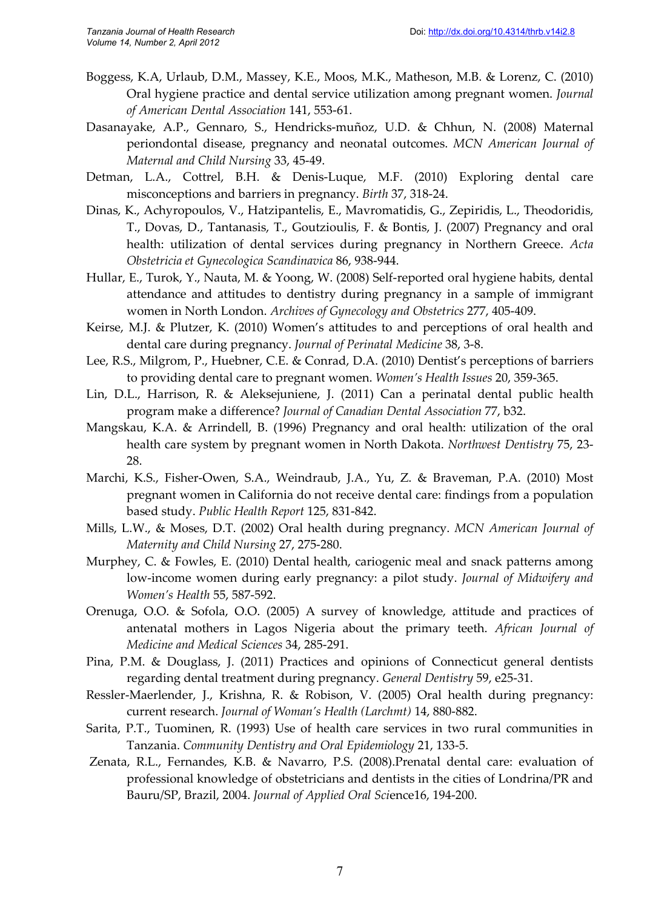Boggess, K.A, Urlaub, D.M., Massey, K.E., Moos, M.K., Matheson, M.B. & Lorenz, C. (2010) Oral hygiene practice and dental service utilization among pregnant women. *Journal of American Dental Association* 141, 553-61.

Dasanayake, A.P., Gennaro, S., Hendricks-muñoz, U.D. & Chhun, N. (2008) Maternal periondontal disease, pregnancy and neonatal outcomes. *MCN American Journal of Maternal and Child Nursing* 33, 45-49.

Detman, L.A., Cottrel, B.H. & Denis-Luque, M.F. (2010) Exploring dental care misconceptions and barriers in pregnancy. *Birth* 37, 318-24.

Dinas, K., Achyropoulos, V., Hatzipantelis, E., Mavromatidis, G., Zepiridis, L., Theodoridis, T., Dovas, D., Tantanasis, T., Goutzioulis, F. & Bontis, J. (2007) Pregnancy and oral health: utilization of dental services during pregnancy in Northern Greece. *Acta Obstetricia et Gynecologica Scandinavica* 86, 938-944.

Hullar, E., Turok, Y., Nauta, M. & Yoong, W. (2008) Self-reported oral hygiene habits, dental attendance and attitudes to dentistry during pregnancy in a sample of immigrant women in North London. *Archives of Gynecology and Obstetrics* 277, 405-409.

Keirse, M.J. & Plutzer, K. (2010) Women's attitudes to and perceptions of oral health and dental care during pregnancy. *Journal of Perinatal Medicine* 38, 3-8.

Lee, R.S., Milgrom, P., Huebner, C.E. & Conrad, D.A. (2010) Dentist's perceptions of barriers to providing dental care to pregnant women. *Women's Health Issues* 20, 359-365.

Lin, D.L., Harrison, R. & Aleksejuniene, J. (2011) Can a perinatal dental public health program make a difference? *Journal of Canadian Dental Association* 77, b32.

Mangskau, K.A. & Arrindell, B. (1996) Pregnancy and oral health: utilization of the oral health care system by pregnant women in North Dakota. *Northwest Dentistry* 75, 23-28.

Marchi, K.S., Fisher-Owen, S.A., Weindraub, J.A., Yu, Z. & Braveman, P.A. (2010) Most pregnant women in California do not receive dental care: findings from a population based study. *Public Health Report* 125, 831-842.

Mills, L.W., & Moses, D.T. (2002) Oral health during pregnancy. *MCN American Journal of Maternity and Child Nursing* 27, 275-280.

Murphey, C. & Fowles, E. (2010) Dental health, cariogenic meal and snack patterns among low-income women during early pregnancy: a pilot study. *Journal of Midwifery and Women's Health* 55, 587-592.

Orenuga, O.O. & Sofola, O.O. (2005) A survey of knowledge, attitude and practices of antenatal mothers in Lagos Nigeria about the primary teeth. *African Journal of Medicine and Medical Sciences* 34, 285-291.

Pina, P.M. & Douglass, J. (2011) Practices and opinions of Connecticut general dentists regarding dental treatment during pregnancy. *General Dentistry* 59, e25-31.

Ressler-Maerlender, J., Krishna, R. & Robison, V. (2005) Oral health during pregnancy: current research. *Journal of Woman's Health (Larchmt)* 14, 880-882.

Sarita, P.T., Tuominen, R. (1993) Use of health care services in two rural communities in Tanzania. *Community Dentistry and Oral Epidemiology* 21, 133-5.

Zenata, R.L., Fernandes, K.B. & Navarro, P.S. (2008).Prenatal dental care: evaluation of professional knowledge of obstetricians and dentists in the cities of Londrina/PR and Bauru/SP, Brazil, 2004. *Journal of Applied Oral Sci*ence16, 194-200.